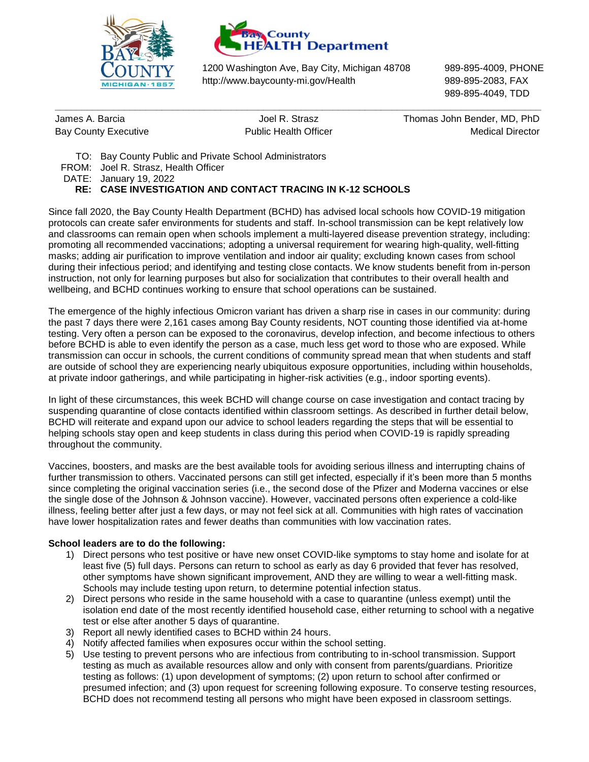Bay County Health Department

1200 Washington Ave, Bay City, Michigan 48708
http://www.baycounty-mi.gov/Health

989-895-4009, PHONE
989-895-2083, FAX
989-895-4049, TDD

---

| James A. Barcia | Joel R. Strasz | Thomas John Bender, MD, PhD |
| --- | --- | --- |
| Bay County Executive | Public Health Officer | Medical Director |

TO: Bay County Public and Private School Administrators
FROM: Joel R. Strasz, Health Officer
DATE: January 19, 2022
**RE: CASE INVESTIGATION AND CONTACT TRACING IN K-12 SCHOOLS**

Since fall 2020, the Bay County Health Department (BCHD) has advised local schools how COVID-19 mitigation protocols can create safer environments for students and staff. In-school transmission can be kept relatively low and classrooms can remain open when schools implement a multi-layered disease prevention strategy, including: promoting all recommended vaccinations; adopting a universal requirement for wearing high-quality, well-fitting masks; adding air purification to improve ventilation and indoor air quality; excluding known cases from school during their infectious period; and identifying and testing close contacts. We know students benefit from in-person instruction, not only for learning purposes but also for socialization that contributes to their overall health and wellbeing, and BCHD continues working to ensure that school operations can be sustained.

The emergence of the highly infectious Omicron variant has driven a sharp rise in cases in our community: during the past 7 days there were 2,161 cases among Bay County residents, NOT counting those identified via at-home testing. Very often a person can be exposed to the coronavirus, develop infection, and become infectious to others before BCHD is able to even identify the person as a case, much less get word to those who are exposed. While transmission can occur in schools, the current conditions of community spread mean that when students and staff are outside of school they are experiencing nearly ubiquitous exposure opportunities, including within households, at private indoor gatherings, and while participating in higher-risk activities (e.g., indoor sporting events).

In light of these circumstances, this week BCHD will change course on case investigation and contact tracing by suspending quarantine of close contacts identified within classroom settings. As described in further detail below, BCHD will reiterate and expand upon our advice to school leaders regarding the steps that will be essential to helping schools stay open and keep students in class during this period when COVID-19 is rapidly spreading throughout the community.

Vaccines, boosters, and masks are the best available tools for avoiding serious illness and interrupting chains of further transmission to others. Vaccinated persons can still get infected, especially if it's been more than 5 months since completing the original vaccination series (i.e., the second dose of the Pfizer and Moderna vaccines or else the single dose of the Johnson & Johnson vaccine). However, vaccinated persons often experience a cold-like illness, feeling better after just a few days, or may not feel sick at all. Communities with high rates of vaccination have lower hospitalization rates and fewer deaths than communities with low vaccination rates.

**School leaders are to do the following:**

1) Direct persons who test positive or have new onset COVID-like symptoms to stay home and isolate for at least five (5) full days. Persons can return to school as early as day 6 provided that fever has resolved, other symptoms have shown significant improvement, AND they are willing to wear a well-fitting mask. Schools may include testing upon return, to determine potential infection status.
2) Direct persons who reside in the same household with a case to quarantine (unless exempt) until the isolation end date of the most recently identified household case, either returning to school with a negative test or else after another 5 days of quarantine.
3) Report all newly identified cases to BCHD within 24 hours.
4) Notify affected families when exposures occur within the school setting.
5) Use testing to prevent persons who are infectious from contributing to in-school transmission. Support testing as much as available resources allow and only with consent from parents/guardians. Prioritize testing as follows: (1) upon development of symptoms; (2) upon return to school after confirmed or presumed infection; and (3) upon request for screening following exposure. To conserve testing resources, BCHD does not recommend testing all persons who might have been exposed in classroom settings.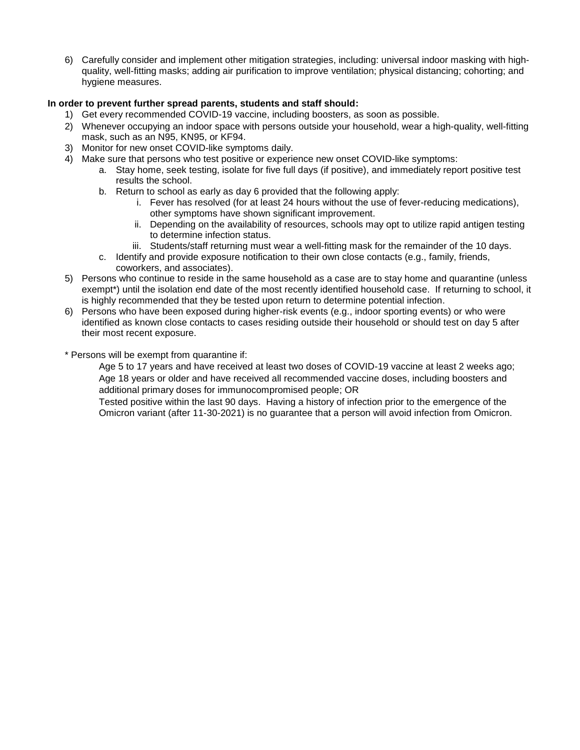6) Carefully consider and implement other mitigation strategies, including: universal indoor masking with high-quality, well-fitting masks; adding air purification to improve ventilation; physical distancing; cohorting; and hygiene measures.

**In order to prevent further spread parents, students and staff should:**

1) Get every recommended COVID-19 vaccine, including boosters, as soon as possible.
2) Whenever occupying an indoor space with persons outside your household, wear a high-quality, well-fitting mask, such as an N95, KN95, or KF94.
3) Monitor for new onset COVID-like symptoms daily.
4) Make sure that persons who test positive or experience new onset COVID-like symptoms:
   a. Stay home, seek testing, isolate for five full days (if positive), and immediately report positive test results the school.
   b. Return to school as early as day 6 provided that the following apply:
      i. Fever has resolved (for at least 24 hours without the use of fever-reducing medications), other symptoms have shown significant improvement.
      ii. Depending on the availability of resources, schools may opt to utilize rapid antigen testing to determine infection status.
      iii. Students/staff returning must wear a well-fitting mask for the remainder of the 10 days.
   c. Identify and provide exposure notification to their own close contacts (e.g., family, friends, coworkers, and associates).
5) Persons who continue to reside in the same household as a case are to stay home and quarantine (unless exempt*) until the isolation end date of the most recently identified household case. If returning to school, it is highly recommended that they be tested upon return to determine potential infection.
6) Persons who have been exposed during higher-risk events (e.g., indoor sporting events) or who were identified as known close contacts to cases residing outside their household or should test on day 5 after their most recent exposure.

* Persons will be exempt from quarantine if:

Age 5 to 17 years and have received at least two doses of COVID-19 vaccine at least 2 weeks ago;
Age 18 years or older and have received all recommended vaccine doses, including boosters and additional primary doses for immunocompromised people; OR
Tested positive within the last 90 days. Having a history of infection prior to the emergence of the Omicron variant (after 11-30-2021) is no guarantee that a person will avoid infection from Omicron.